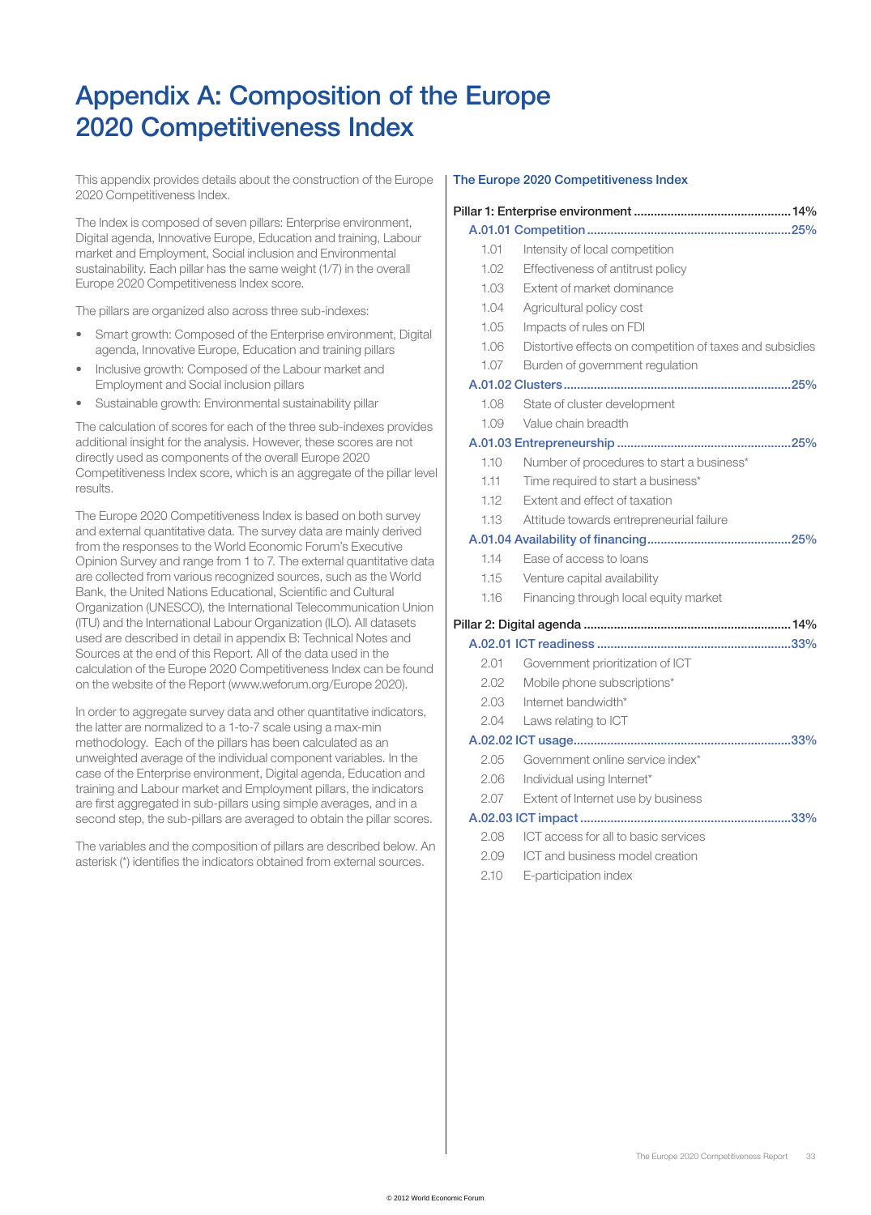# Appendix A: Composition of the Europe 2020 Competitiveness Index

This appendix provides details about the construction of the Europe 2020 Competitiveness Index.

The Index is composed of seven pillars: Enterprise environment, Digital agenda, Innovative Europe, Education and training, Labour market and Employment, Social inclusion and Environmental sustainability. Each pillar has the same weight (1/7) in the overall Europe 2020 Competitiveness Index score.

The pillars are organized also across three sub-indexes:

- Smart growth: Composed of the Enterprise environment, Digital agenda, Innovative Europe, Education and training pillars
- Inclusive growth: Composed of the Labour market and Employment and Social inclusion pillars
- Sustainable growth: Environmental sustainability pillar

The calculation of scores for each of the three sub-indexes provides additional insight for the analysis. However, these scores are not directly used as components of the overall Europe 2020 Competitiveness Index score, which is an aggregate of the pillar level results.

The Europe 2020 Competitiveness Index is based on both survey and external quantitative data. The survey data are mainly derived from the responses to the World Economic Forum's Executive Opinion Survey and range from 1 to 7. The external quantitative data are collected from various recognized sources, such as the World Bank, the United Nations Educational, Scientific and Cultural Organization (UNESCO), the International Telecommunication Union (ITU) and the International Labour Organization (ILO). All datasets used are described in detail in appendix B: Technical Notes and Sources at the end of this Report. All of the data used in the calculation of the Europe 2020 Competitiveness Index can be found on the website of the Report (www.weforum.org/Europe 2020).

In order to aggregate survey data and other quantitative indicators, the latter are normalized to a 1-to-7 scale using a max-min methodology. Each of the pillars has been calculated as an unweighted average of the individual component variables. In the case of the Enterprise environment, Digital agenda, Education and training and Labour market and Employment pillars, the indicators are first aggregated in sub-pillars using simple averages, and in a second step, the sub-pillars are averaged to obtain the pillar scores.

The variables and the composition of pillars are described below. An asterisk (*) identifies the indicators obtained from external sources.

## The Europe 2020 Competitiveness Index

**Pillar 1: Enterprise environment** .......... 14%

**A.01.01 Competition** .......... 25%

1.01 Intensity of local competition
1.02 Effectiveness of antitrust policy
1.03 Extent of market dominance
1.04 Agricultural policy cost
1.05 Impacts of rules on FDI
1.06 Distortive effects on competition of taxes and subsidies
1.07 Burden of government regulation

**A.01.02 Clusters** .......... 25%

1.08 State of cluster development
1.09 Value chain breadth

**A.01.03 Entrepreneurship** .......... 25%

1.10 Number of procedures to start a business*
1.11 Time required to start a business*
1.12 Extent and effect of taxation
1.13 Attitude towards entrepreneurial failure

**A.01.04 Availability of financing** .......... 25%

1.14 Ease of access to loans
1.15 Venture capital availability
1.16 Financing through local equity market

**Pillar 2: Digital agenda** .......... 14%

**A.02.01 ICT readiness** .......... 33%

2.01 Government prioritization of ICT
2.02 Mobile phone subscriptions*
2.03 Internet bandwidth*
2.04 Laws relating to ICT

**A.02.02 ICT usage** .......... 33%

2.05 Government online service index*
2.06 Individual using Internet*
2.07 Extent of Internet use by business

**A.02.03 ICT impact** .......... 33%

2.08 ICT access for all to basic services
2.09 ICT and business model creation
2.10 E-participation index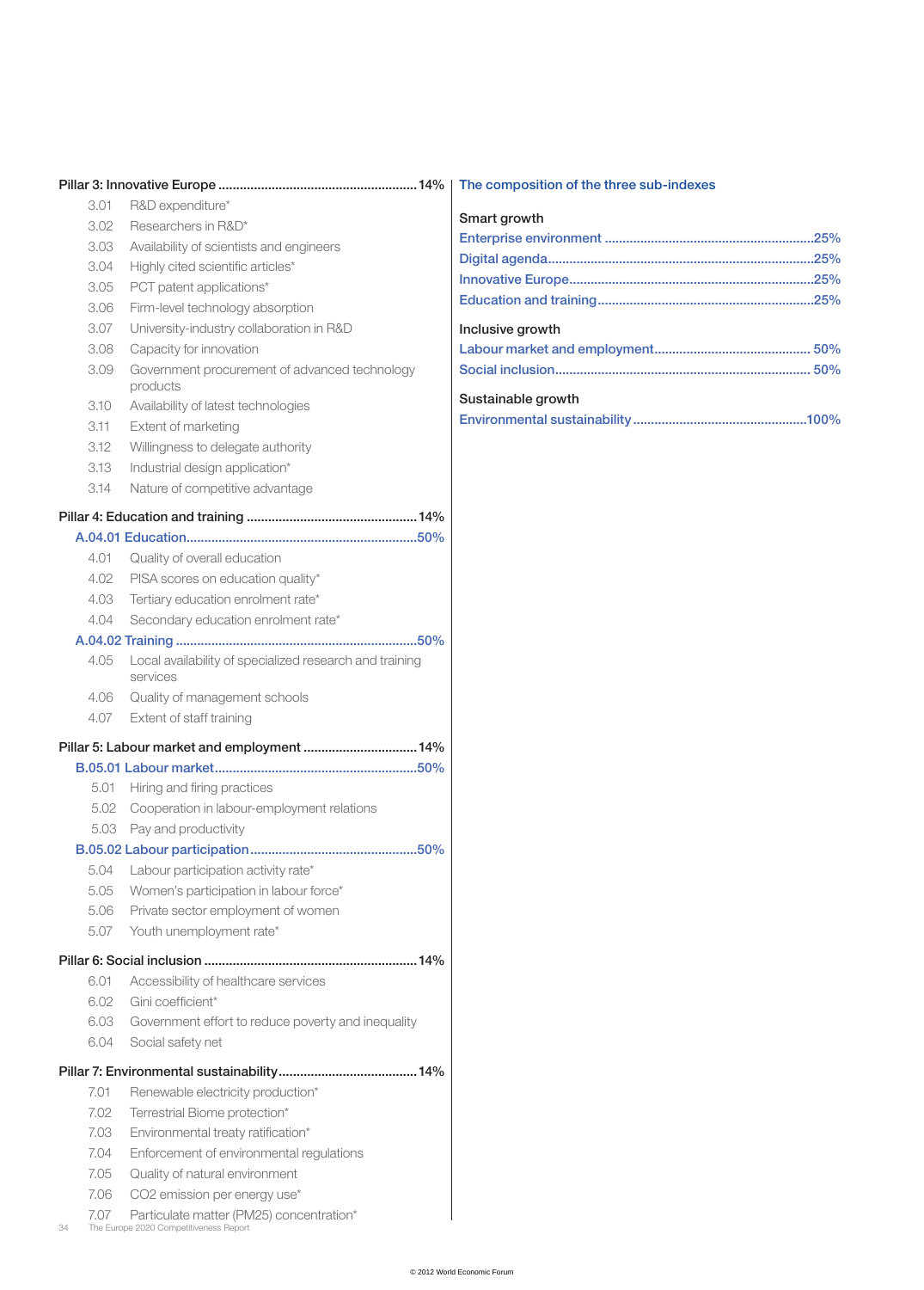**Pillar 3: Innovative Europe ........................................................ 14%**

- 3.01 R&D expenditure*
- 3.02 Researchers in R&D*
- 3.03 Availability of scientists and engineers
- 3.04 Highly cited scientific articles*
- 3.05 PCT patent applications*
- 3.06 Firm-level technology absorption
- 3.07 University-industry collaboration in R&D
- 3.08 Capacity for innovation
- 3.09 Government procurement of advanced technology products
- 3.10 Availability of latest technologies
- 3.11 Extent of marketing
- 3.12 Willingness to delegate authority
- 3.13 Industrial design application*
- 3.14 Nature of competitive advantage

**Pillar 4: Education and training ................................................ 14%**

A.04.01 Education................................................................50%

- 4.01 Quality of overall education
- 4.02 PISA scores on education quality*
- 4.03 Tertiary education enrolment rate*
- 4.04 Secondary education enrolment rate*

A.04.02 Training ...................................................................50%

- 4.05 Local availability of specialized research and training services
- 4.06 Quality of management schools
- 4.07 Extent of staff training

**Pillar 5: Labour market and employment ................................ 14%**

B.05.01 Labour market........................................................50%

- 5.01 Hiring and firing practices
- 5.02 Cooperation in labour-employment relations
- 5.03 Pay and productivity

B.05.02 Labour participation..............................................50%

- 5.04 Labour participation activity rate*
- 5.05 Women's participation in labour force*
- 5.06 Private sector employment of women
- 5.07 Youth unemployment rate*

**Pillar 6: Social inclusion ........................................................... 14%**

- 6.01 Accessibility of healthcare services
- 6.02 Gini coefficient*
- 6.03 Government effort to reduce poverty and inequality
- 6.04 Social safety net

**Pillar 7: Environmental sustainability....................................... 14%**

- 7.01 Renewable electricity production*
- 7.02 Terrestrial Biome protection*
- 7.03 Environmental treaty ratification*
- 7.04 Enforcement of environmental regulations
- 7.05 Quality of natural environment
- 7.06 CO2 emission per energy use*
- 7.07 Particulate matter (PM25) concentration*

## The composition of the three sub-indexes

**Smart growth**

- Enterprise environment ..........................................................25%
- Digital agenda.........................................................................25%
- Innovative Europe...................................................................25%
- Education and training............................................................25%

**Inclusive growth**

- Labour market and employment........................................... 50%
- Social inclusion...................................................................... 50%

**Sustainable growth**

- Environmental sustainability ................................................100%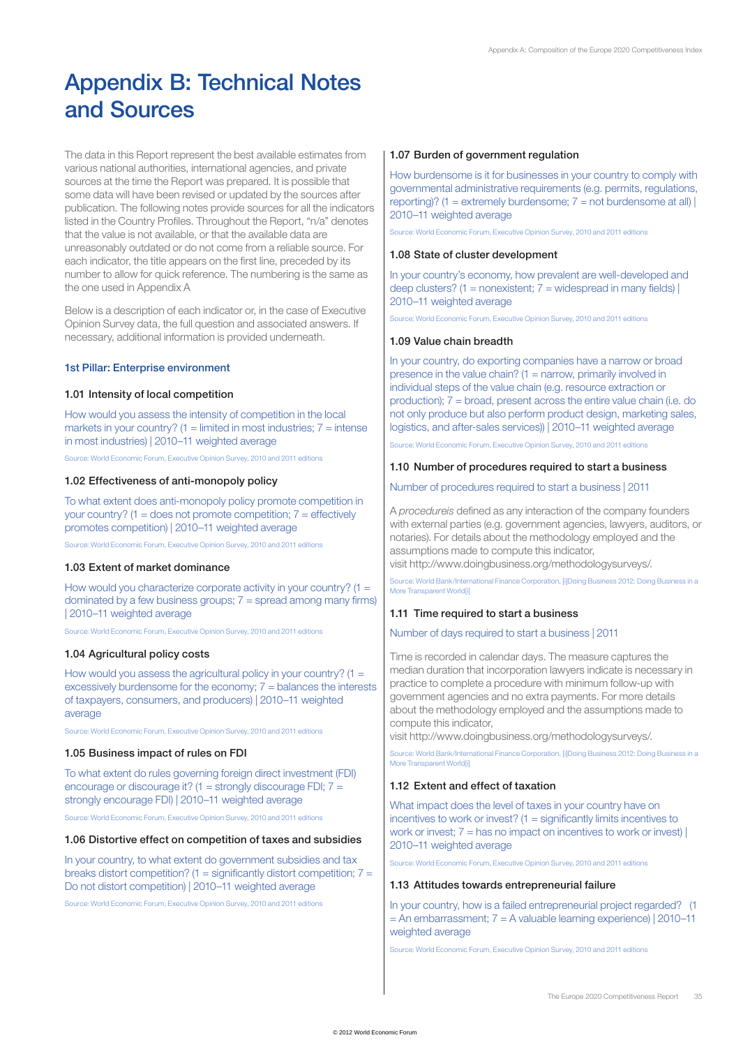# Appendix B: Technical Notes and Sources

The data in this Report represent the best available estimates from various national authorities, international agencies, and private sources at the time the Report was prepared. It is possible that some data will have been revised or updated by the sources after publication. The following notes provide sources for all the indicators listed in the Country Profiles. Throughout the Report, "n/a" denotes that the value is not available, or that the available data are unreasonably outdated or do not come from a reliable source. For each indicator, the title appears on the first line, preceded by its number to allow for quick reference. The numbering is the same as the one used in Appendix A

Below is a description of each indicator or, in the case of Executive Opinion Survey data, the full question and associated answers. If necessary, additional information is provided underneath.

## 1st Pillar: Enterprise environment

### 1.01 Intensity of local competition

How would you assess the intensity of competition in the local markets in your country? (1 = limited in most industries; 7 = intense in most industries) | 2010–11 weighted average

Source: World Economic Forum, Executive Opinion Survey, 2010 and 2011 editions

### 1.02 Effectiveness of anti-monopoly policy

To what extent does anti-monopoly policy promote competition in your country? (1 = does not promote competition; 7 = effectively promotes competition) | 2010–11 weighted average

Source: World Economic Forum, Executive Opinion Survey, 2010 and 2011 editions

### 1.03 Extent of market dominance

How would you characterize corporate activity in your country? (1 = dominated by a few business groups; 7 = spread among many firms) | 2010–11 weighted average

Source: World Economic Forum, Executive Opinion Survey, 2010 and 2011 editions

### 1.04 Agricultural policy costs

How would you assess the agricultural policy in your country? (1 = excessively burdensome for the economy; 7 = balances the interests of taxpayers, consumers, and producers) | 2010–11 weighted average

Source: World Economic Forum, Executive Opinion Survey, 2010 and 2011 editions

### 1.05 Business impact of rules on FDI

To what extent do rules governing foreign direct investment (FDI) encourage or discourage it? (1 = strongly discourage FDI; 7 = strongly encourage FDI) | 2010–11 weighted average

Source: World Economic Forum, Executive Opinion Survey, 2010 and 2011 editions

### 1.06 Distortive effect on competition of taxes and subsidies

In your country, to what extent do government subsidies and tax breaks distort competition? (1 = significantly distort competition; 7 = Do not distort competition) | 2010–11 weighted average

Source: World Economic Forum, Executive Opinion Survey, 2010 and 2011 editions

### 1.07 Burden of government regulation

How burdensome is it for businesses in your country to comply with governmental administrative requirements (e.g. permits, regulations, reporting)? (1 = extremely burdensome; 7 = not burdensome at all) | 2010–11 weighted average

Source: World Economic Forum, Executive Opinion Survey, 2010 and 2011 editions

### 1.08 State of cluster development

In your country's economy, how prevalent are well-developed and deep clusters? (1 = nonexistent; 7 = widespread in many fields) | 2010–11 weighted average

Source: World Economic Forum, Executive Opinion Survey, 2010 and 2011 editions

### 1.09 Value chain breadth

In your country, do exporting companies have a narrow or broad presence in the value chain? (1 = narrow, primarily involved in individual steps of the value chain (e.g. resource extraction or production); 7 = broad, present across the entire value chain (i.e. do not only produce but also perform product design, marketing sales, logistics, and after-sales services)) | 2010–11 weighted average

Source: World Economic Forum, Executive Opinion Survey, 2010 and 2011 editions

### 1.10 Number of procedures required to start a business

Number of procedures required to start a business | 2011

A *procedureis* defined as any interaction of the company founders with external parties (e.g. government agencies, lawyers, auditors, or notaries). For details about the methodology employed and the assumptions made to compute this indicator, visit http://www.doingbusiness.org/methodologysurveys/.

Source: World Bank/International Finance Corporation, [i]Doing Business 2012: Doing Business in a More Transparent World[i]

### 1.11 Time required to start a business

Number of days required to start a business | 2011

Time is recorded in calendar days. The measure captures the median duration that incorporation lawyers indicate is necessary in practice to complete a procedure with minimum follow-up with government agencies and no extra payments. For more details about the methodology employed and the assumptions made to compute this indicator, visit http://www.doingbusiness.org/methodologysurveys/.

Source: World Bank/International Finance Corporation, [i]Doing Business 2012: Doing Business in a More Transparent World[i]

### 1.12 Extent and effect of taxation

What impact does the level of taxes in your country have on incentives to work or invest? (1 = significantly limits incentives to work or invest; 7 = has no impact on incentives to work or invest) | 2010–11 weighted average

Source: World Economic Forum, Executive Opinion Survey, 2010 and 2011 editions

### 1.13 Attitudes towards entrepreneurial failure

In your country, how is a failed entrepreneurial project regarded? (1 = An embarrassment; 7 = A valuable learning experience) | 2010–11 weighted average

Source: World Economic Forum, Executive Opinion Survey, 2010 and 2011 editions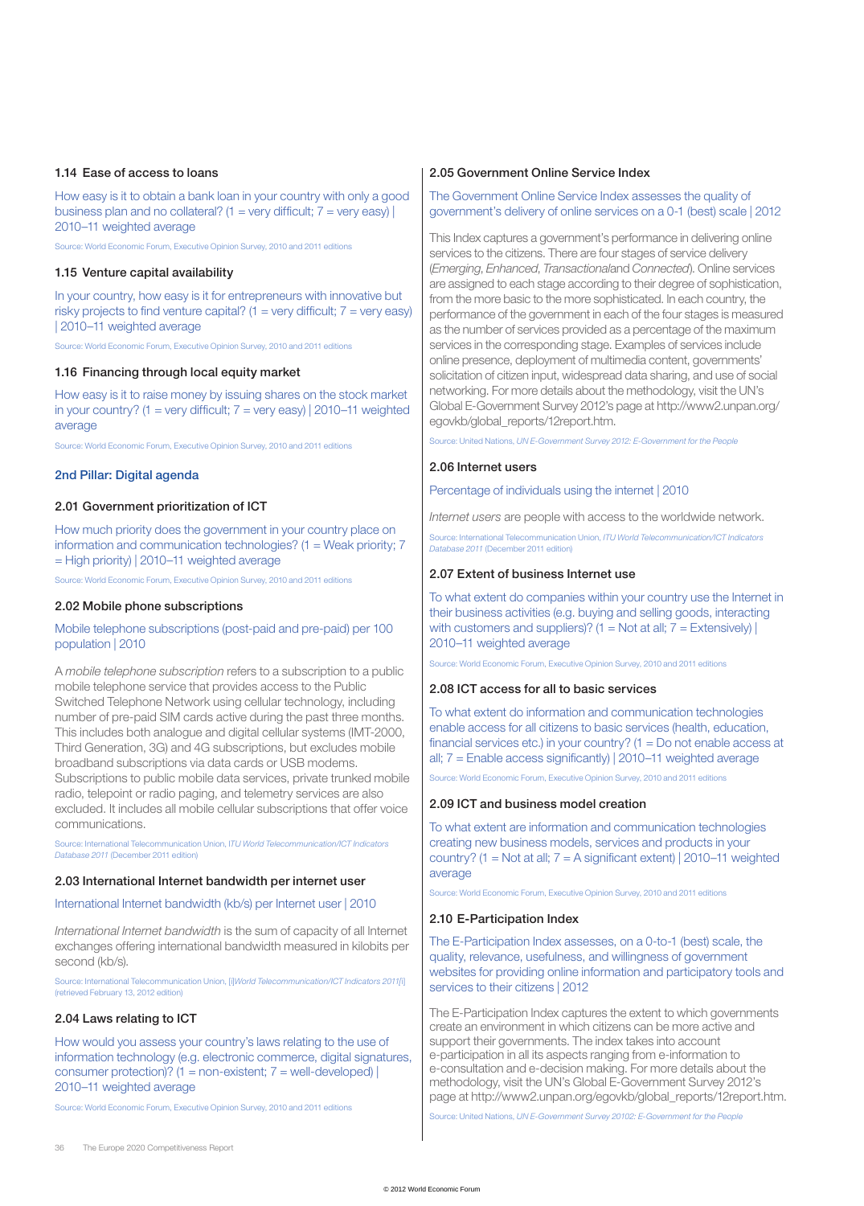### 1.14 Ease of access to loans

How easy is it to obtain a bank loan in your country with only a good business plan and no collateral? (1 = very difficult; 7 = very easy) | 2010–11 weighted average

Source: World Economic Forum, Executive Opinion Survey, 2010 and 2011 editions

### 1.15 Venture capital availability

In your country, how easy is it for entrepreneurs with innovative but risky projects to find venture capital? (1 = very difficult; 7 = very easy) | 2010–11 weighted average

Source: World Economic Forum, Executive Opinion Survey, 2010 and 2011 editions

### 1.16 Financing through local equity market

How easy is it to raise money by issuing shares on the stock market in your country? (1 = very difficult; 7 = very easy) | 2010–11 weighted average

Source: World Economic Forum, Executive Opinion Survey, 2010 and 2011 editions

## 2nd Pillar: Digital agenda

### 2.01 Government prioritization of ICT

How much priority does the government in your country place on information and communication technologies? (1 = Weak priority; 7 = High priority) | 2010–11 weighted average

Source: World Economic Forum, Executive Opinion Survey, 2010 and 2011 editions

### 2.02 Mobile phone subscriptions

Mobile telephone subscriptions (post-paid and pre-paid) per 100 population | 2010

A *mobile telephone subscription* refers to a subscription to a public mobile telephone service that provides access to the Public Switched Telephone Network using cellular technology, including number of pre-paid SIM cards active during the past three months. This includes both analogue and digital cellular systems (IMT-2000, Third Generation, 3G) and 4G subscriptions, but excludes mobile broadband subscriptions via data cards or USB modems. Subscriptions to public mobile data services, private trunked mobile radio, telepoint or radio paging, and telemetry services are also excluded. It includes all mobile cellular subscriptions that offer voice communications.

Source: International Telecommunication Union, *ITU World Telecommunication/ICT Indicators Database 2011* (December 2011 edition)

### 2.03 International Internet bandwidth per internet user

International Internet bandwidth (kb/s) per Internet user | 2010

*International Internet bandwidth* is the sum of capacity of all Internet exchanges offering international bandwidth measured in kilobits per second (kb/s).

Source: International Telecommunication Union, [i]*World Telecommunication/ICT Indicators 2011*[i] (retrieved February 13, 2012 edition)

### 2.04 Laws relating to ICT

How would you assess your country's laws relating to the use of information technology (e.g. electronic commerce, digital signatures, consumer protection)? (1 = non-existent; 7 = well-developed) | 2010–11 weighted average

Source: World Economic Forum, Executive Opinion Survey, 2010 and 2011 editions

### 2.05 Government Online Service Index

The Government Online Service Index assesses the quality of government's delivery of online services on a 0-1 (best) scale | 2012

This Index captures a government's performance in delivering online services to the citizens. There are four stages of service delivery (*Emerging*, *Enhanced*, *Transactional*and *Connected*). Online services are assigned to each stage according to their degree of sophistication, from the more basic to the more sophisticated. In each country, the performance of the government in each of the four stages is measured as the number of services provided as a percentage of the maximum services in the corresponding stage. Examples of services include online presence, deployment of multimedia content, governments' solicitation of citizen input, widespread data sharing, and use of social networking. For more details about the methodology, visit the UN's Global E-Government Survey 2012's page at http://www2.unpan.org/egovkb/global_reports/12report.htm.

Source: United Nations, *UN E-Government Survey 2012: E-Government for the People*

### 2.06 Internet users

Percentage of individuals using the internet | 2010

*Internet users* are people with access to the worldwide network.

Source: International Telecommunication Union, *ITU World Telecommunication/ICT Indicators Database 2011* (December 2011 edition)

### 2.07 Extent of business Internet use

To what extent do companies within your country use the Internet in their business activities (e.g. buying and selling goods, interacting with customers and suppliers)? (1 = Not at all; 7 = Extensively) | 2010–11 weighted average

Source: World Economic Forum, Executive Opinion Survey, 2010 and 2011 editions

### 2.08 ICT access for all to basic services

To what extent do information and communication technologies enable access for all citizens to basic services (health, education, financial services etc.) in your country? (1 = Do not enable access at all; 7 = Enable access significantly) | 2010–11 weighted average

Source: World Economic Forum, Executive Opinion Survey, 2010 and 2011 editions

### 2.09 ICT and business model creation

To what extent are information and communication technologies creating new business models, services and products in your country? (1 = Not at all; 7 = A significant extent) | 2010–11 weighted average

Source: World Economic Forum, Executive Opinion Survey, 2010 and 2011 editions

### 2.10 E-Participation Index

The E-Participation Index assesses, on a 0-to-1 (best) scale, the quality, relevance, usefulness, and willingness of government websites for providing online information and participatory tools and services to their citizens | 2012

The E-Participation Index captures the extent to which governments create an environment in which citizens can be more active and support their governments. The index takes into account e-participation in all its aspects ranging from e-information to e-consultation and e-decision making. For more details about the methodology, visit the UN's Global E-Government Survey 2012's page at http://www2.unpan.org/egovkb/global_reports/12report.htm.

Source: United Nations, *UN E-Government Survey 20102: E-Government for the People*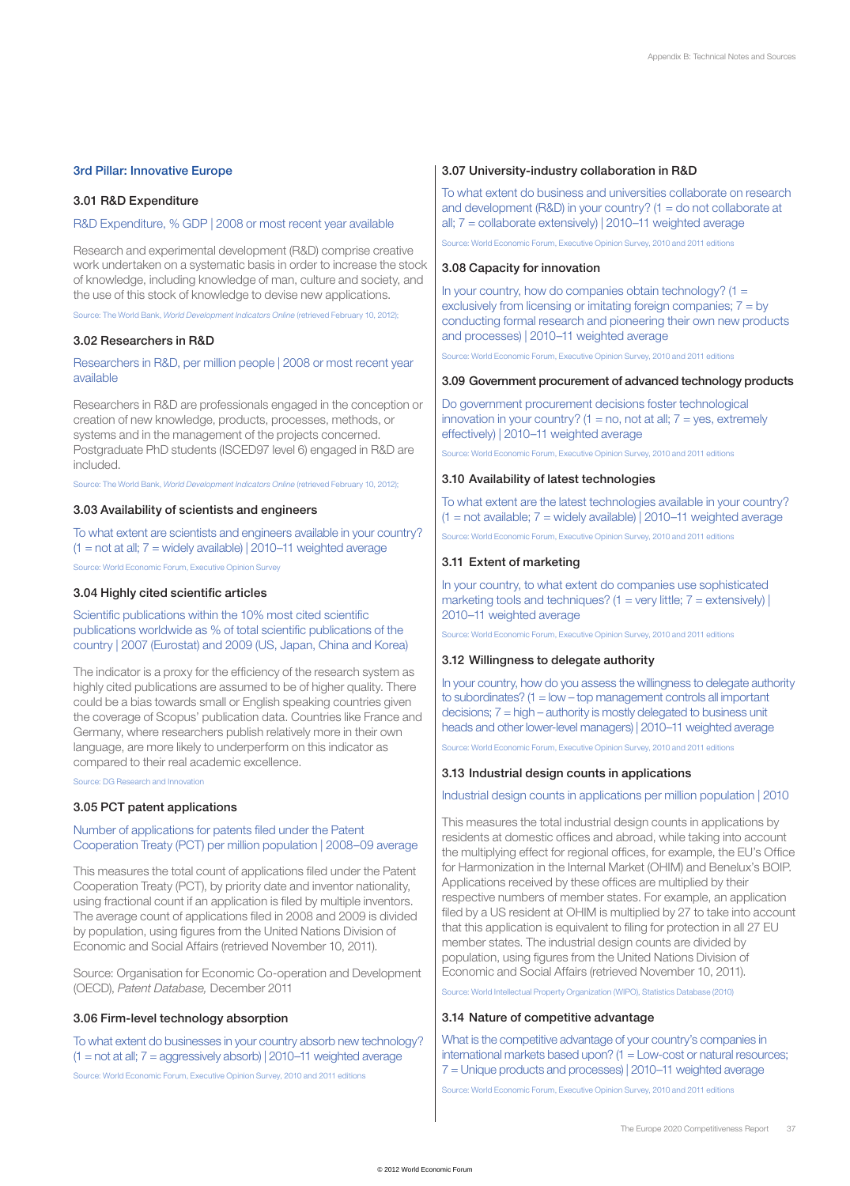## 3rd Pillar: Innovative Europe

### 3.01 R&D Expenditure

R&D Expenditure, % GDP | 2008 or most recent year available

Research and experimental development (R&D) comprise creative work undertaken on a systematic basis in order to increase the stock of knowledge, including knowledge of man, culture and society, and the use of this stock of knowledge to devise new applications.

Source: The World Bank, *World Development Indicators Online* (retrieved February 10, 2012);

### 3.02 Researchers in R&D

Researchers in R&D, per million people | 2008 or most recent year available

Researchers in R&D are professionals engaged in the conception or creation of new knowledge, products, processes, methods, or systems and in the management of the projects concerned. Postgraduate PhD students (ISCED97 level 6) engaged in R&D are included.

Source: The World Bank, *World Development Indicators Online* (retrieved February 10, 2012);

### 3.03 Availability of scientists and engineers

To what extent are scientists and engineers available in your country? (1 = not at all; 7 = widely available) | 2010–11 weighted average

Source: World Economic Forum, Executive Opinion Survey

### 3.04 Highly cited scientific articles

Scientific publications within the 10% most cited scientific publications worldwide as % of total scientific publications of the country | 2007 (Eurostat) and 2009 (US, Japan, China and Korea)

The indicator is a proxy for the efficiency of the research system as highly cited publications are assumed to be of higher quality. There could be a bias towards small or English speaking countries given the coverage of Scopus' publication data. Countries like France and Germany, where researchers publish relatively more in their own language, are more likely to underperform on this indicator as compared to their real academic excellence.

Source: DG Research and Innovation

### 3.05 PCT patent applications

Number of applications for patents filed under the Patent Cooperation Treaty (PCT) per million population | 2008–09 average

This measures the total count of applications filed under the Patent Cooperation Treaty (PCT), by priority date and inventor nationality, using fractional count if an application is filed by multiple inventors. The average count of applications filed in 2008 and 2009 is divided by population, using figures from the United Nations Division of Economic and Social Affairs (retrieved November 10, 2011).

Source: Organisation for Economic Co-operation and Development (OECD), *Patent Database,* December 2011

### 3.06 Firm-level technology absorption

To what extent do businesses in your country absorb new technology? (1 = not at all; 7 = aggressively absorb) | 2010–11 weighted average

Source: World Economic Forum, Executive Opinion Survey, 2010 and 2011 editions

### 3.07 University-industry collaboration in R&D

To what extent do business and universities collaborate on research and development (R&D) in your country? (1 = do not collaborate at all; 7 = collaborate extensively) | 2010–11 weighted average

Source: World Economic Forum, Executive Opinion Survey, 2010 and 2011 editions

### 3.08 Capacity for innovation

In your country, how do companies obtain technology? (1 = exclusively from licensing or imitating foreign companies; 7 = by conducting formal research and pioneering their own new products and processes) | 2010–11 weighted average

Source: World Economic Forum, Executive Opinion Survey, 2010 and 2011 editions

### 3.09 Government procurement of advanced technology products

Do government procurement decisions foster technological innovation in your country? (1 = no, not at all; 7 = yes, extremely effectively) | 2010–11 weighted average

Source: World Economic Forum, Executive Opinion Survey, 2010 and 2011 editions

### 3.10 Availability of latest technologies

To what extent are the latest technologies available in your country? (1 = not available; 7 = widely available) | 2010–11 weighted average

Source: World Economic Forum, Executive Opinion Survey, 2010 and 2011 editions

### 3.11 Extent of marketing

In your country, to what extent do companies use sophisticated marketing tools and techniques? (1 = very little; 7 = extensively) | 2010–11 weighted average

Source: World Economic Forum, Executive Opinion Survey, 2010 and 2011 editions

### 3.12 Willingness to delegate authority

In your country, how do you assess the willingness to delegate authority to subordinates? (1 = low – top management controls all important decisions; 7 = high – authority is mostly delegated to business unit heads and other lower-level managers) | 2010–11 weighted average

Source: World Economic Forum, Executive Opinion Survey, 2010 and 2011 editions

### 3.13 Industrial design counts in applications

Industrial design counts in applications per million population | 2010

This measures the total industrial design counts in applications by residents at domestic offices and abroad, while taking into account the multiplying effect for regional offices, for example, the EU's Office for Harmonization in the Internal Market (OHIM) and Benelux's BOIP. Applications received by these offices are multiplied by their respective numbers of member states. For example, an application filed by a US resident at OHIM is multiplied by 27 to take into account that this application is equivalent to filing for protection in all 27 EU member states. The industrial design counts are divided by population, using figures from the United Nations Division of Economic and Social Affairs (retrieved November 10, 2011).

Source: World Intellectual Property Organization (WIPO), Statistics Database (2010)

### 3.14 Nature of competitive advantage

What is the competitive advantage of your country's companies in international markets based upon? (1 = Low-cost or natural resources; 7 = Unique products and processes) | 2010–11 weighted average

Source: World Economic Forum, Executive Opinion Survey, 2010 and 2011 editions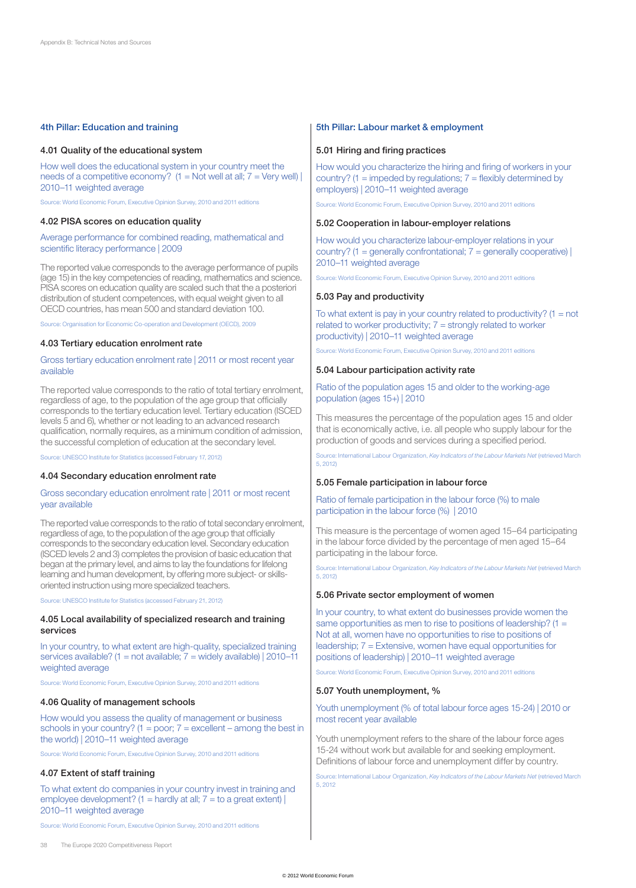## 4th Pillar: Education and training

### 4.01 Quality of the educational system

How well does the educational system in your country meet the needs of a competitive economy? (1 = Not well at all; 7 = Very well) | 2010–11 weighted average

Source: World Economic Forum, Executive Opinion Survey, 2010 and 2011 editions

### 4.02 PISA scores on education quality

Average performance for combined reading, mathematical and scientific literacy performance | 2009

The reported value corresponds to the average performance of pupils (age 15) in the key competencies of reading, mathematics and science. PISA scores on education quality are scaled such that the a posteriori distribution of student competences, with equal weight given to all OECD countries, has mean 500 and standard deviation 100.

Source: Organisation for Economic Co-operation and Development (OECD), 2009

### 4.03 Tertiary education enrolment rate

Gross tertiary education enrolment rate | 2011 or most recent year available

The reported value corresponds to the ratio of total tertiary enrolment, regardless of age, to the population of the age group that officially corresponds to the tertiary education level. Tertiary education (ISCED levels 5 and 6), whether or not leading to an advanced research qualification, normally requires, as a minimum condition of admission, the successful completion of education at the secondary level.

Source: UNESCO Institute for Statistics (accessed February 17, 2012)

### 4.04 Secondary education enrolment rate

Gross secondary education enrolment rate | 2011 or most recent year available

The reported value corresponds to the ratio of total secondary enrolment, regardless of age, to the population of the age group that officially corresponds to the secondary education level. Secondary education (ISCED levels 2 and 3) completes the provision of basic education that began at the primary level, and aims to lay the foundations for lifelong learning and human development, by offering more subject- or skills-oriented instruction using more specialized teachers.

Source: UNESCO Institute for Statistics (accessed February 21, 2012)

### 4.05 Local availability of specialized research and training services

In your country, to what extent are high-quality, specialized training services available? (1 = not available; 7 = widely available) | 2010–11 weighted average

Source: World Economic Forum, Executive Opinion Survey, 2010 and 2011 editions

### 4.06 Quality of management schools

How would you assess the quality of management or business schools in your country? (1 = poor; 7 = excellent – among the best in the world) | 2010–11 weighted average

Source: World Economic Forum, Executive Opinion Survey, 2010 and 2011 editions

### 4.07 Extent of staff training

To what extent do companies in your country invest in training and employee development? (1 = hardly at all; 7 = to a great extent) | 2010–11 weighted average

Source: World Economic Forum, Executive Opinion Survey, 2010 and 2011 editions

## 5th Pillar: Labour market & employment

### 5.01 Hiring and firing practices

How would you characterize the hiring and firing of workers in your country? (1 = impeded by regulations; 7 = flexibly determined by employers) | 2010–11 weighted average

Source: World Economic Forum, Executive Opinion Survey, 2010 and 2011 editions

### 5.02 Cooperation in labour-employer relations

How would you characterize labour-employer relations in your country? (1 = generally confrontational; 7 = generally cooperative) | 2010–11 weighted average

Source: World Economic Forum, Executive Opinion Survey, 2010 and 2011 editions

### 5.03 Pay and productivity

To what extent is pay in your country related to productivity? (1 = not related to worker productivity; 7 = strongly related to worker productivity) | 2010–11 weighted average

Source: World Economic Forum, Executive Opinion Survey, 2010 and 2011 editions

### 5.04 Labour participation activity rate

Ratio of the population ages 15 and older to the working-age population (ages 15+) | 2010

This measures the percentage of the population ages 15 and older that is economically active, i.e. all people who supply labour for the production of goods and services during a specified period.

Source: International Labour Organization, *Key Indicators of the Labour Markets Net* (retrieved March 5, 2012)

### 5.05 Female participation in labour force

Ratio of female participation in the labour force (%) to male participation in the labour force (%) | 2010

This measure is the percentage of women aged 15–64 participating in the labour force divided by the percentage of men aged 15–64 participating in the labour force.

Source: International Labour Organization, *Key Indicators of the Labour Markets Net* (retrieved March 5, 2012)

### 5.06 Private sector employment of women

In your country, to what extent do businesses provide women the same opportunities as men to rise to positions of leadership? (1 = Not at all, women have no opportunities to rise to positions of leadership; 7 = Extensive, women have equal opportunities for positions of leadership) | 2010–11 weighted average

Source: World Economic Forum, Executive Opinion Survey, 2010 and 2011 editions

### 5.07 Youth unemployment, %

Youth unemployment (% of total labour force ages 15-24) | 2010 or most recent year available

Youth unemployment refers to the share of the labour force ages 15-24 without work but available for and seeking employment. Definitions of labour force and unemployment differ by country.

Source: International Labour Organization, *Key Indicators of the Labour Markets Net* (retrieved March 5, 2012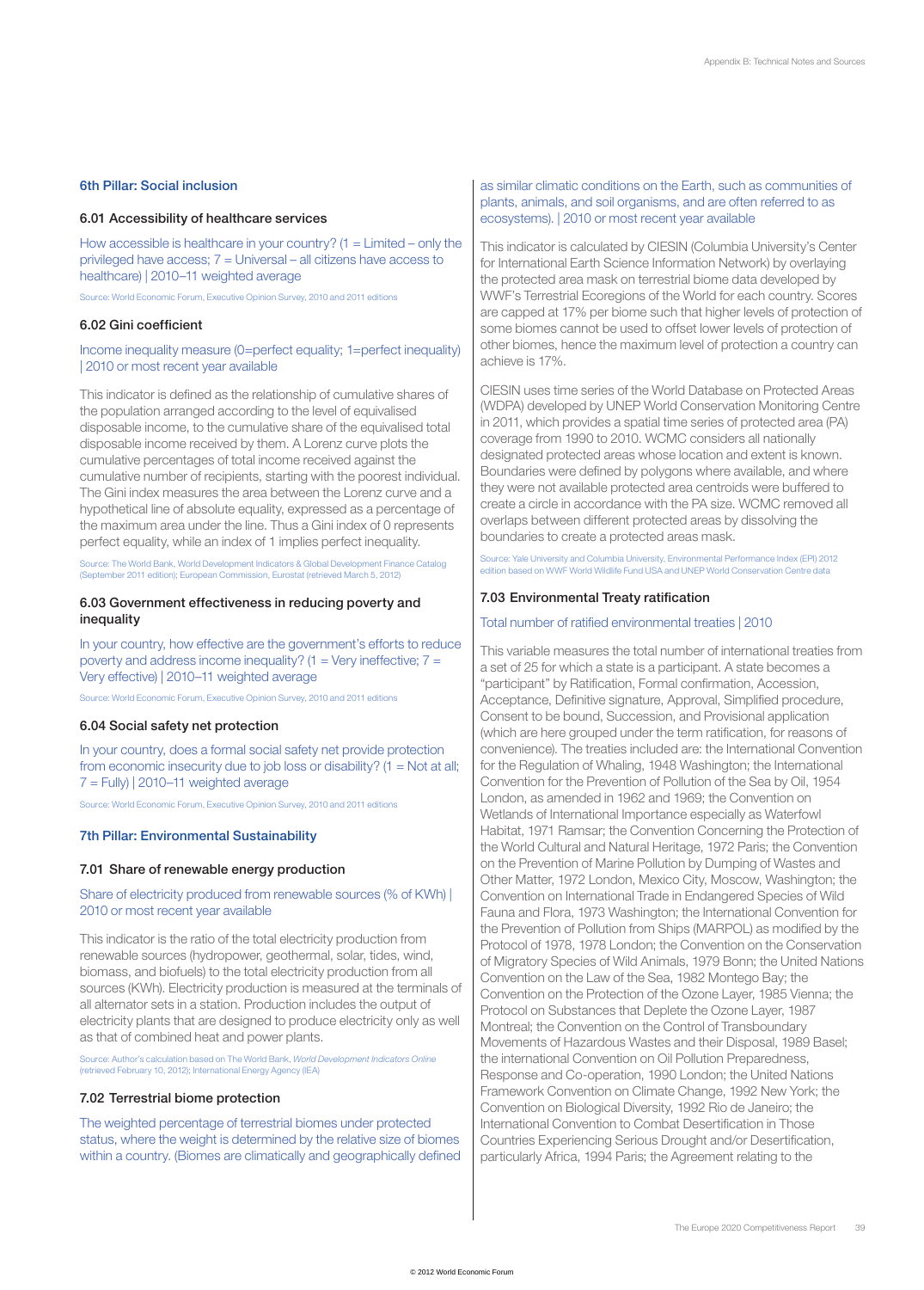## 6th Pillar: Social inclusion

### 6.01 Accessibility of healthcare services

How accessible is healthcare in your country? (1 = Limited – only the privileged have access; 7 = Universal – all citizens have access to healthcare) | 2010–11 weighted average

Source: World Economic Forum, Executive Opinion Survey, 2010 and 2011 editions

### 6.02 Gini coefficient

Income inequality measure (0=perfect equality; 1=perfect inequality) | 2010 or most recent year available

This indicator is defined as the relationship of cumulative shares of the population arranged according to the level of equivalised disposable income, to the cumulative share of the equivalised total disposable income received by them. A Lorenz curve plots the cumulative percentages of total income received against the cumulative number of recipients, starting with the poorest individual. The Gini index measures the area between the Lorenz curve and a hypothetical line of absolute equality, expressed as a percentage of the maximum area under the line. Thus a Gini index of 0 represents perfect equality, while an index of 1 implies perfect inequality.

Source: The World Bank, World Development Indicators & Global Development Finance Catalog (September 2011 edition); European Commission, Eurostat (retrieved March 5, 2012)

### 6.03 Government effectiveness in reducing poverty and inequality

In your country, how effective are the government's efforts to reduce poverty and address income inequality? (1 = Very ineffective; 7 = Very effective) | 2010–11 weighted average

Source: World Economic Forum, Executive Opinion Survey, 2010 and 2011 editions

### 6.04 Social safety net protection

In your country, does a formal social safety net provide protection from economic insecurity due to job loss or disability? (1 = Not at all; 7 = Fully) | 2010–11 weighted average

Source: World Economic Forum, Executive Opinion Survey, 2010 and 2011 editions

## 7th Pillar: Environmental Sustainability

### 7.01 Share of renewable energy production

Share of electricity produced from renewable sources (% of KWh) | 2010 or most recent year available

This indicator is the ratio of the total electricity production from renewable sources (hydropower, geothermal, solar, tides, wind, biomass, and biofuels) to the total electricity production from all sources (KWh). Electricity production is measured at the terminals of all alternator sets in a station. Production includes the output of electricity plants that are designed to produce electricity only as well as that of combined heat and power plants.

Source: Author's calculation based on The World Bank, *World Development Indicators Online* (retrieved February 10, 2012); International Energy Agency (IEA)

### 7.02 Terrestrial biome protection

The weighted percentage of terrestrial biomes under protected status, where the weight is determined by the relative size of biomes within a country. (Biomes are climatically and geographically defined as similar climatic conditions on the Earth, such as communities of plants, animals, and soil organisms, and are often referred to as ecosystems). | 2010 or most recent year available

This indicator is calculated by CIESIN (Columbia University's Center for International Earth Science Information Network) by overlaying the protected area mask on terrestrial biome data developed by WWF's Terrestrial Ecoregions of the World for each country. Scores are capped at 17% per biome such that higher levels of protection of some biomes cannot be used to offset lower levels of protection of other biomes, hence the maximum level of protection a country can achieve is 17%.

CIESIN uses time series of the World Database on Protected Areas (WDPA) developed by UNEP World Conservation Monitoring Centre in 2011, which provides a spatial time series of protected area (PA) coverage from 1990 to 2010. WCMC considers all nationally designated protected areas whose location and extent is known. Boundaries were defined by polygons where available, and where they were not available protected area centroids were buffered to create a circle in accordance with the PA size. WCMC removed all overlaps between different protected areas by dissolving the boundaries to create a protected areas mask.

Source: Yale University and Columbia University, Environmental Performance Index (EPI) 2012 edition based on WWF World Wildlife Fund USA and UNEP World Conservation Centre data

### 7.03 Environmental Treaty ratification

Total number of ratified environmental treaties | 2010

This variable measures the total number of international treaties from a set of 25 for which a state is a participant. A state becomes a "participant" by Ratification, Formal confirmation, Accession, Acceptance, Definitive signature, Approval, Simplified procedure, Consent to be bound, Succession, and Provisional application (which are here grouped under the term ratification, for reasons of convenience). The treaties included are: the International Convention for the Regulation of Whaling, 1948 Washington; the International Convention for the Prevention of Pollution of the Sea by Oil, 1954 London, as amended in 1962 and 1969; the Convention on Wetlands of International Importance especially as Waterfowl Habitat, 1971 Ramsar; the Convention Concerning the Protection of the World Cultural and Natural Heritage, 1972 Paris; the Convention on the Prevention of Marine Pollution by Dumping of Wastes and Other Matter, 1972 London, Mexico City, Moscow, Washington; the Convention on International Trade in Endangered Species of Wild Fauna and Flora, 1973 Washington; the International Convention for the Prevention of Pollution from Ships (MARPOL) as modified by the Protocol of 1978, 1978 London; the Convention on the Conservation of Migratory Species of Wild Animals, 1979 Bonn; the United Nations Convention on the Law of the Sea, 1982 Montego Bay; the Convention on the Protection of the Ozone Layer, 1985 Vienna; the Protocol on Substances that Deplete the Ozone Layer, 1987 Montreal; the Convention on the Control of Transboundary Movements of Hazardous Wastes and their Disposal, 1989 Basel; the international Convention on Oil Pollution Preparedness, Response and Co-operation, 1990 London; the United Nations Framework Convention on Climate Change, 1992 New York; the Convention on Biological Diversity, 1992 Rio de Janeiro; the International Convention to Combat Desertification in Those Countries Experiencing Serious Drought and/or Desertification, particularly Africa, 1994 Paris; the Agreement relating to the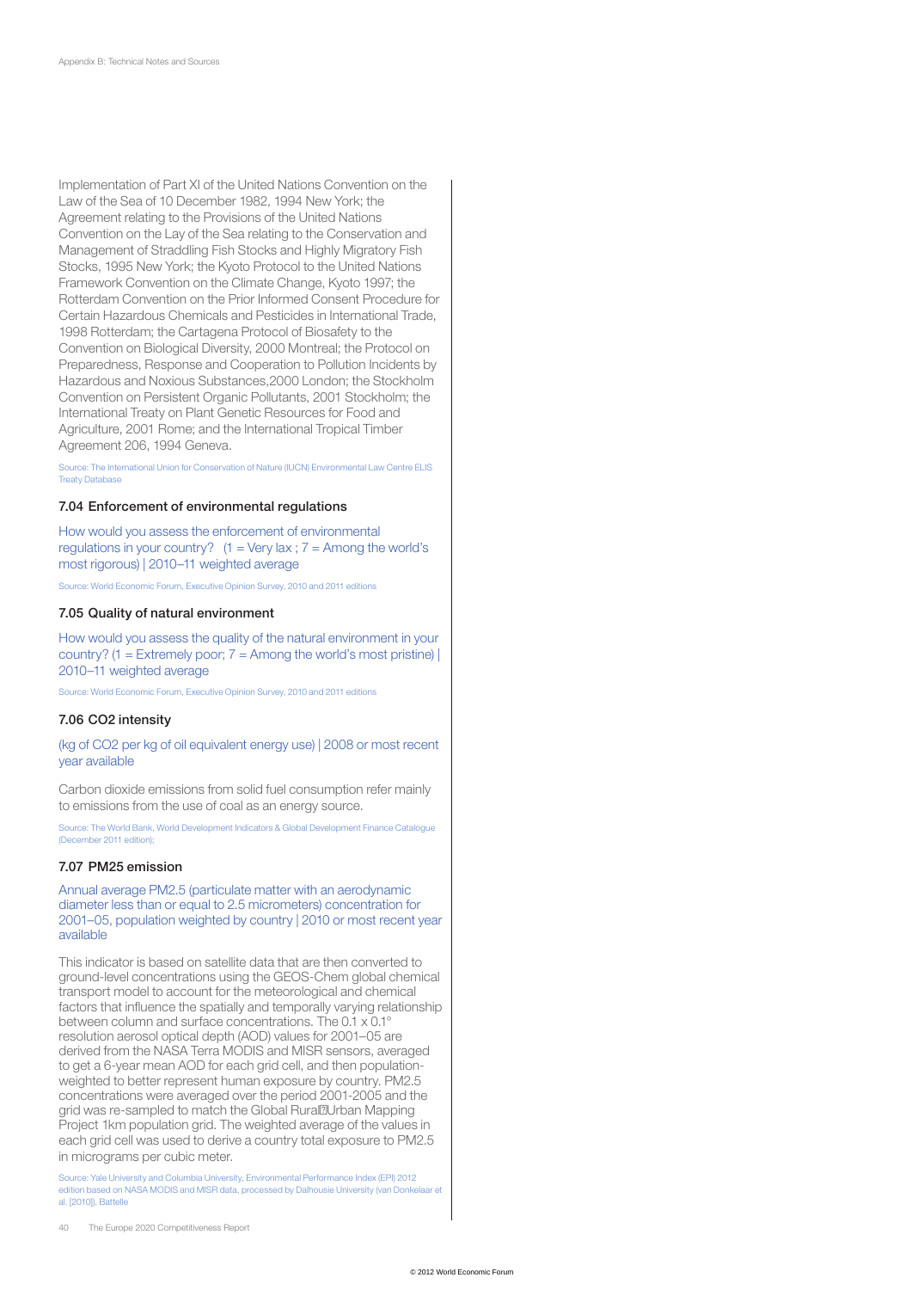Implementation of Part XI of the United Nations Convention on the Law of the Sea of 10 December 1982, 1994 New York; the Agreement relating to the Provisions of the United Nations Convention on the Lay of the Sea relating to the Conservation and Management of Straddling Fish Stocks and Highly Migratory Fish Stocks, 1995 New York; the Kyoto Protocol to the United Nations Framework Convention on the Climate Change, Kyoto 1997; the Rotterdam Convention on the Prior Informed Consent Procedure for Certain Hazardous Chemicals and Pesticides in International Trade, 1998 Rotterdam; the Cartagena Protocol of Biosafety to the Convention on Biological Diversity, 2000 Montreal; the Protocol on Preparedness, Response and Cooperation to Pollution Incidents by Hazardous and Noxious Substances,2000 London; the Stockholm Convention on Persistent Organic Pollutants, 2001 Stockholm; the International Treaty on Plant Genetic Resources for Food and Agriculture, 2001 Rome; and the International Tropical Timber Agreement 206, 1994 Geneva.

Source: The International Union for Conservation of Nature (IUCN) Environmental Law Centre ELIS Treaty Database

### 7.04 Enforcement of environmental regulations

How would you assess the enforcement of environmental regulations in your country? (1 = Very lax ; 7 = Among the world's most rigorous) | 2010–11 weighted average

Source: World Economic Forum, Executive Opinion Survey, 2010 and 2011 editions

### 7.05 Quality of natural environment

How would you assess the quality of the natural environment in your country? (1 = Extremely poor; 7 = Among the world's most pristine) | 2010–11 weighted average

Source: World Economic Forum, Executive Opinion Survey, 2010 and 2011 editions

### 7.06 CO2 intensity

(kg of $CO_2$ per kg of oil equivalent energy use) | 2008 or most recent year available

Carbon dioxide emissions from solid fuel consumption refer mainly to emissions from the use of coal as an energy source.

Source: The World Bank, World Development Indicators & Global Development Finance Catalogue (December 2011 edition);

### 7.07 PM25 emission

Annual average PM2.5 (particulate matter with an aerodynamic diameter less than or equal to 2.5 micrometers) concentration for 2001–05, population weighted by country | 2010 or most recent year available

This indicator is based on satellite data that are then converted to ground-level concentrations using the GEOS-Chem global chemical transport model to account for the meteorological and chemical factors that influence the spatially and temporally varying relationship between column and surface concentrations. The 0.1 x 0.1° resolution aerosol optical depth (AOD) values for 2001–05 are derived from the NASA Terra MODIS and MISR sensors, averaged to get a 6-year mean AOD for each grid cell, and then population-weighted to better represent human exposure by country. PM2.5 concentrations were averaged over the period 2001-2005 and the grid was re-sampled to match the Global Rural‑Urban Mapping Project 1km population grid. The weighted average of the values in each grid cell was used to derive a country total exposure to PM2.5 in micrograms per cubic meter.

Source: Yale University and Columbia University, Environmental Performance Index (EPI) 2012 edition based on NASA MODIS and MISR data, processed by Dalhousie University (van Donkelaar et al. [2010]), Battelle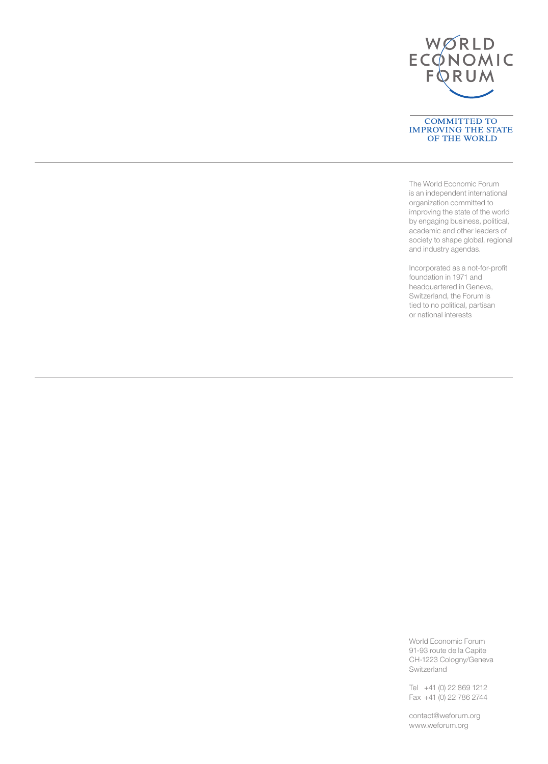WORLD ECONOMIC FORUM

COMMITTED TO
IMPROVING THE STATE
OF THE WORLD

The World Economic Forum is an independent international organization committed to improving the state of the world by engaging business, political, academic and other leaders of society to shape global, regional and industry agendas.

Incorporated as a not-for-profit foundation in 1971 and headquartered in Geneva, Switzerland, the Forum is tied to no political, partisan or national interests

World Economic Forum
91-93 route de la Capite
CH-1223 Cologny/Geneva
Switzerland

Tel +41 (0) 22 869 1212
Fax +41 (0) 22 786 2744

contact@weforum.org
www.weforum.org